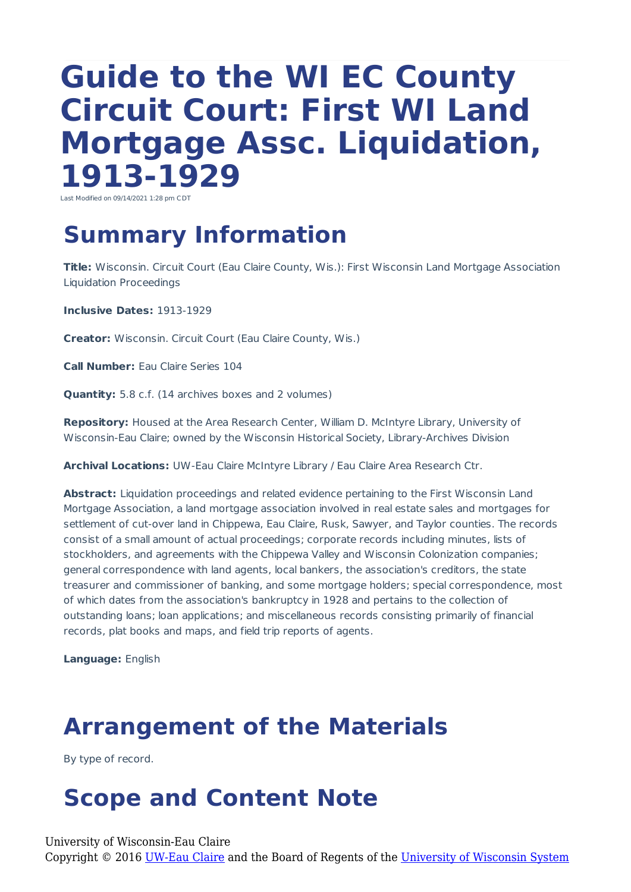# Guide to the WI EC County Circuit Court: First WI Land Mortgage Assc. Liquidation, 1913-1929

Last Modified on 09/14/2021 1:28 pm CDT

## Summary Information

**Title:** Wisconsin. Circuit Court (Eau Claire County, Wis.): First Wisconsin Land Mortgage Association Liquidation Proceedings

**Inclusive Dates:** 1913-1929

**Creator:** Wisconsin. Circuit Court (Eau Claire County, Wis.)

**Call Number:** Eau Claire Series 104

**Quantity:** 5.8 c.f. (14 archives boxes and 2 volumes)

**Repository:** Housed at the Area Research Center, William D. McIntyre Library, University of Wisconsin-Eau Claire; owned by the Wisconsin Historical Society, Library-Archives Division

**Archival Locations:** UW-Eau Claire McIntyre Library / Eau Claire Area Research Ctr.

**Abstract:** Liquidation proceedings and related evidence pertaining to the First Wisconsin Land Mortgage Association, a land mortgage association involved in real estate sales and mortgages for settlement of cut-over land in Chippewa, Eau Claire, Rusk, Sawyer, and Taylor counties. The records consist of a small amount of actual proceedings; corporate records including minutes, lists of stockholders, and agreements with the Chippewa Valley and Wisconsin Colonization companies; general correspondence with land agents, local bankers, the association's creditors, the state treasurer and commissioner of banking, and some mortgage holders; special correspondence, most of which dates from the association's bankruptcy in 1928 and pertains to the collection of outstanding loans; loan applications; and miscellaneous records consisting primarily of financial records, plat books and maps, and field trip reports of agents.

**Language:** English

## Arrangement of the Materials

By type of record.

## Scope and Content Note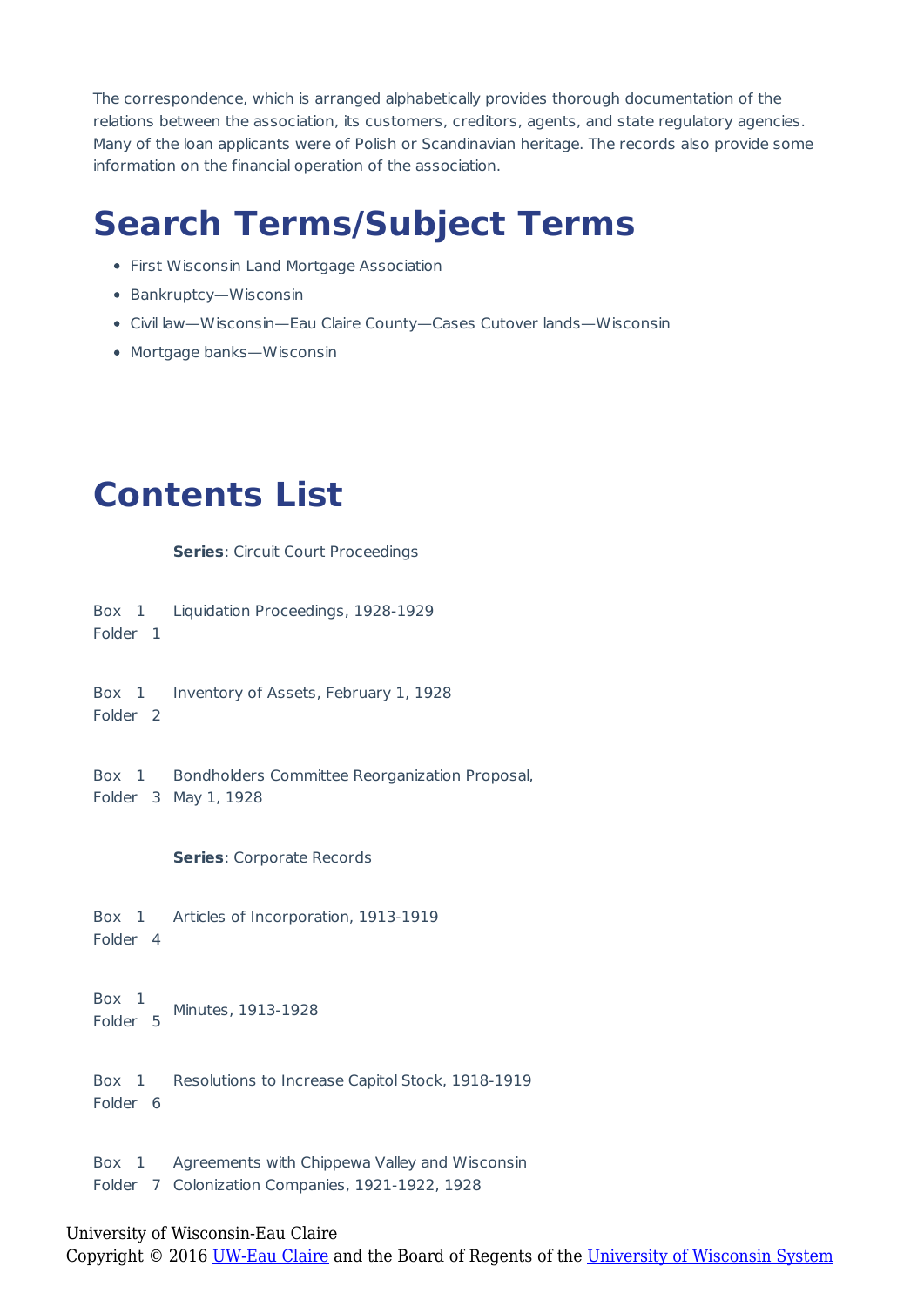The correspondence, which is arranged alphabetically provides thorough documentation of the relations between the association, its customers, creditors, agents, and state regulatory agencies. Many of the loan applicants were of Polish or Scandinavian heritage. The records also provide some information on the financial operation of the association.

# Search Terms/Subject Terms

- First Wisconsin Land Mortgage Association
- Bankruptcy—Wisconsin
- Civil law—Wisconsin—Eau Claire County—Cases Cutover lands—Wisconsin
- Mortgage banks—Wisconsin

# Contents List

**Series**: Circuit Court Proceedings

| Location | Description |
|---|---|
| Box 1 Folder 1 | Liquidation Proceedings, 1928-1929 |
| Box 1 Folder 2 | Inventory of Assets, February 1, 1928 |
| Box 1 Folder 3 | Bondholders Committee Reorganization Proposal, May 1, 1928 |

**Series**: Corporate Records

| Location | Description |
|---|---|
| Box 1 Folder 4 | Articles of Incorporation, 1913-1919 |
| Box 1 Folder 5 | Minutes, 1913-1928 |
| Box 1 Folder 6 | Resolutions to Increase Capitol Stock, 1918-1919 |
| Box 1 Folder 7 | Agreements with Chippewa Valley and Wisconsin Colonization Companies, 1921-1922, 1928 |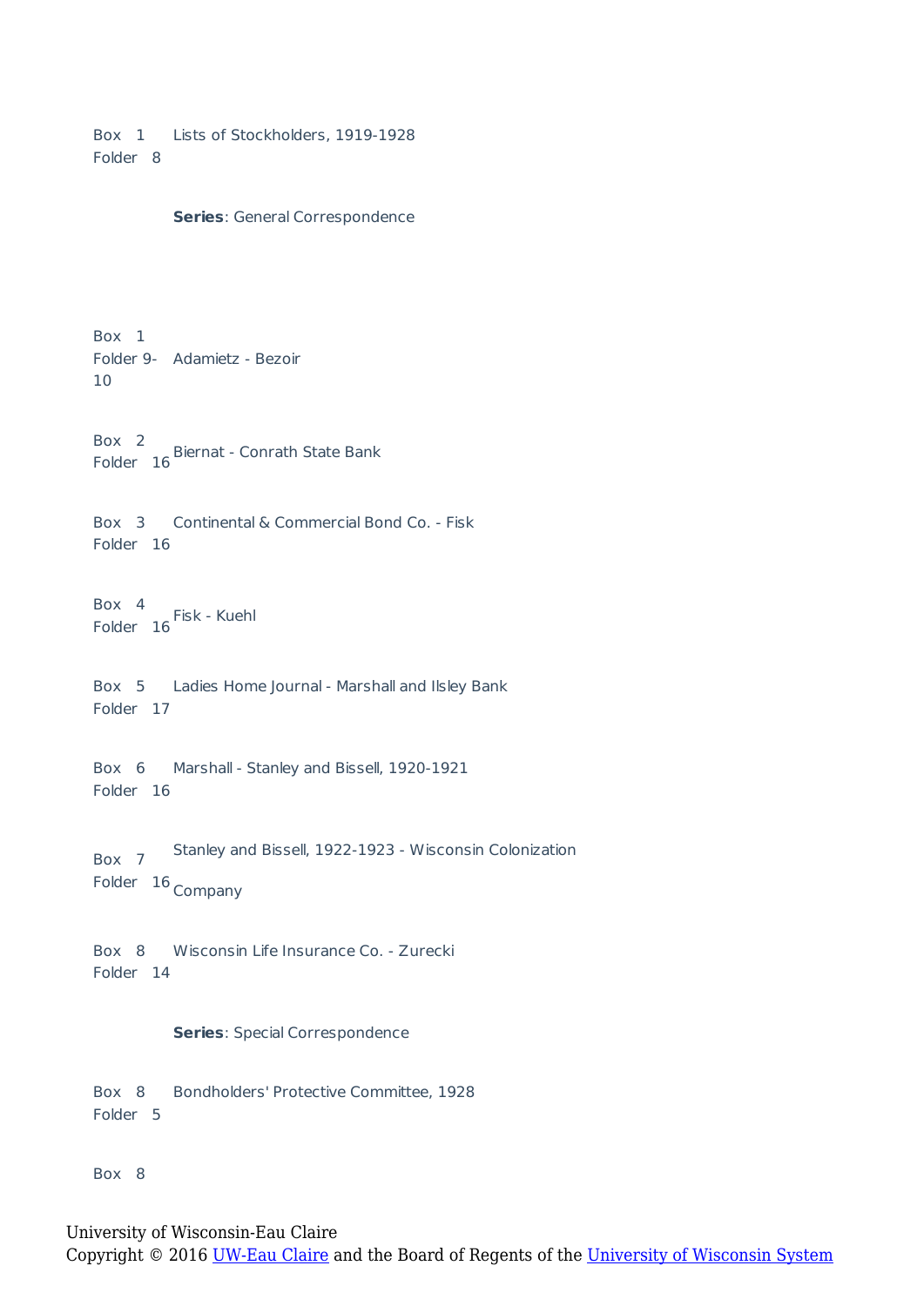Box 1 Folder 8 — Lists of Stockholders, 1919-1928

**Series**: General Correspondence

Box 1 Folder 9-10 — Adamietz - Bezoir

Box 2 Folder 16 — Biernat - Conrath State Bank

Box 3 Folder 16 — Continental & Commercial Bond Co. - Fisk

Box 4 Folder 16 — Fisk - Kuehl

Box 5 Folder 17 — Ladies Home Journal - Marshall and Ilsley Bank

Box 6 Folder 16 — Marshall - Stanley and Bissell, 1920-1921

Box 7 Folder 16 — Stanley and Bissell, 1922-1923 - Wisconsin Colonization Company

Box 8 Folder 14 — Wisconsin Life Insurance Co. - Zurecki

**Series**: Special Correspondence

Box 8 Folder 5 — Bondholders' Protective Committee, 1928

Box 8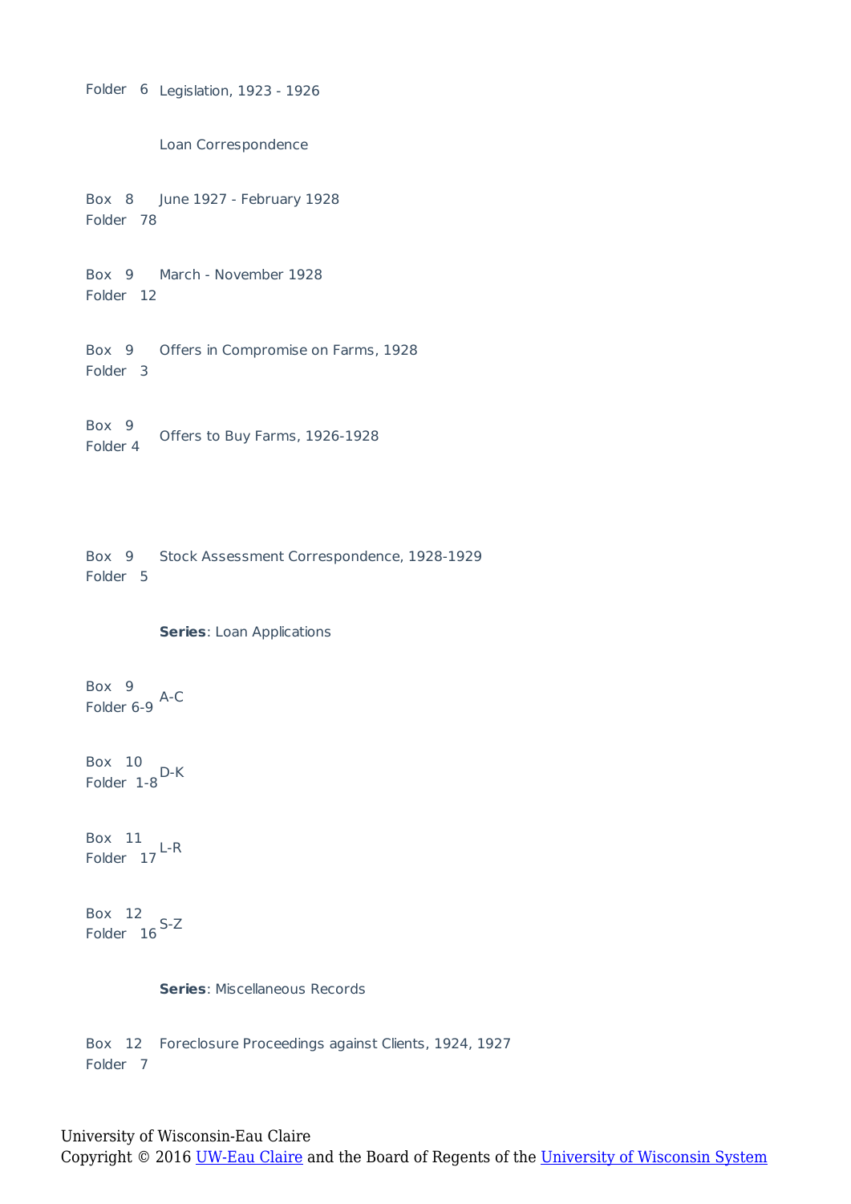Folder 6 Legislation, 1923 - 1926

Loan Correspondence

Box 8
Folder 78
June 1927 - February 1928

Box 9
Folder 12
March - November 1928

Box 9
Folder 3
Offers in Compromise on Farms, 1928

Box 9
Folder 4
Offers to Buy Farms, 1926-1928

Box 9
Folder 5
Stock Assessment Correspondence, 1928-1929

**Series**: Loan Applications

Box 9
Folder 6-9
A-C

Box 10
Folder 1-8
D-K

Box 11
Folder 17
L-R

Box 12
Folder 16
S-Z

**Series**: Miscellaneous Records

Box 12
Folder 7
Foreclosure Proceedings against Clients, 1924, 1927

University of Wisconsin-Eau Claire
Copyright © 2016 UW-Eau Claire and the Board of Regents of the University of Wisconsin System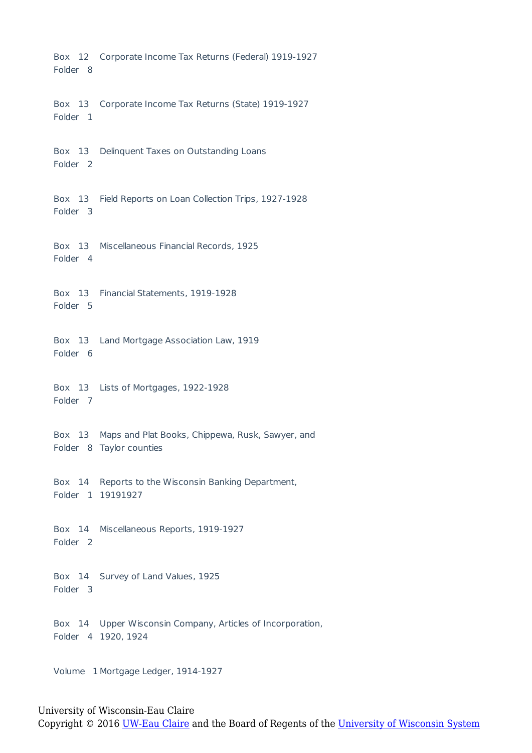Box 12 Folder 8 Corporate Income Tax Returns (Federal) 1919-1927

Box 13 Folder 1 Corporate Income Tax Returns (State) 1919-1927

Box 13 Folder 2 Delinquent Taxes on Outstanding Loans

Box 13 Folder 3 Field Reports on Loan Collection Trips, 1927-1928

Box 13 Folder 4 Miscellaneous Financial Records, 1925

Box 13 Folder 5 Financial Statements, 1919-1928

Box 13 Folder 6 Land Mortgage Association Law, 1919

Box 13 Folder 7 Lists of Mortgages, 1922-1928

Box 13 Folder 8 Maps and Plat Books, Chippewa, Rusk, Sawyer, and Taylor counties

Box 14 Folder 1 Reports to the Wisconsin Banking Department, 19191927

Box 14 Folder 2 Miscellaneous Reports, 1919-1927

Box 14 Folder 3 Survey of Land Values, 1925

Box 14 Folder 4 Upper Wisconsin Company, Articles of Incorporation, 1920, 1924

Volume 1 Mortgage Ledger, 1914-1927

University of Wisconsin-Eau Claire
Copyright © 2016 UW-Eau Claire and the Board of Regents of the University of Wisconsin System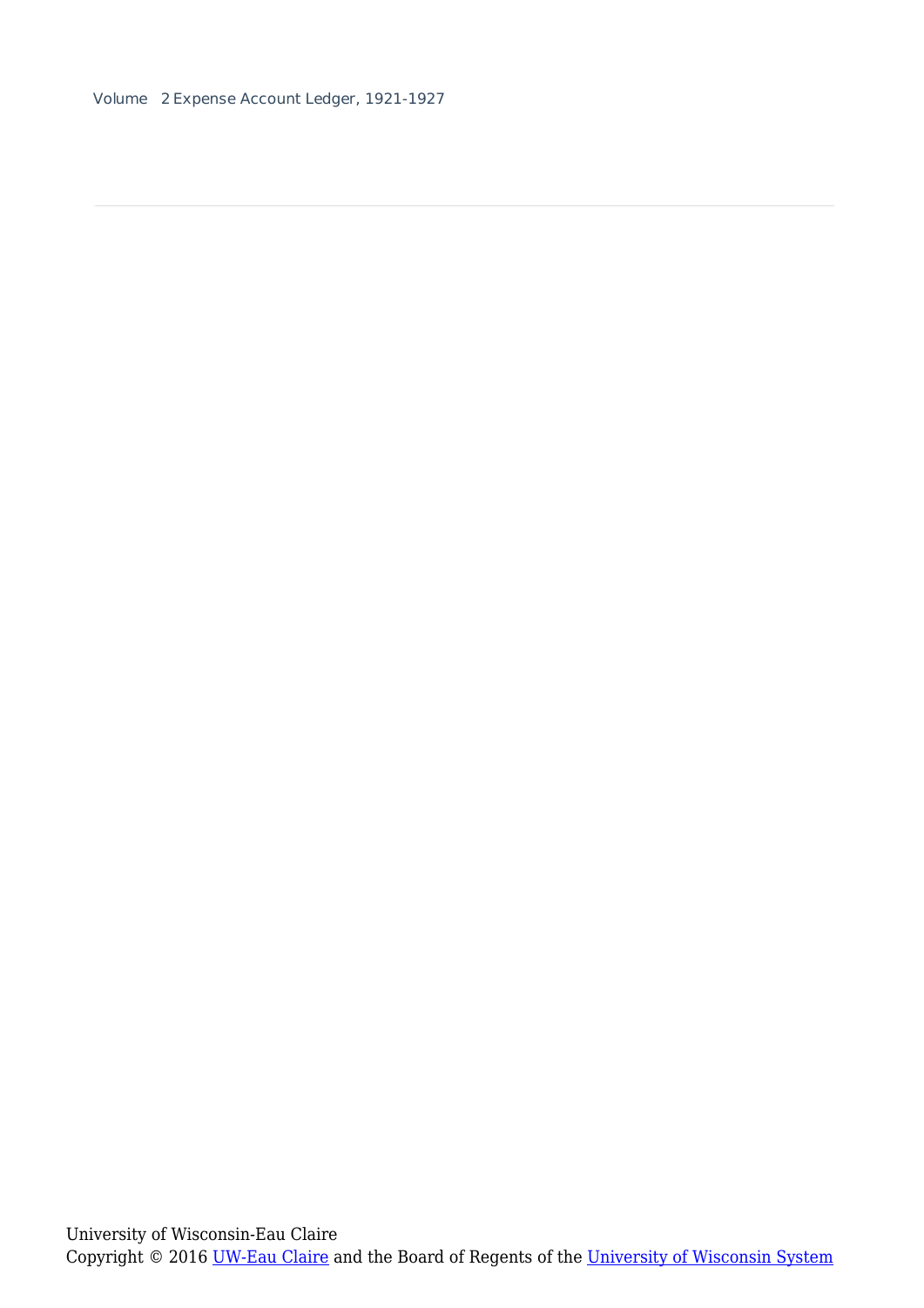Volume 2 Expense Account Ledger, 1921-1927

University of Wisconsin-Eau Claire
Copyright © 2016 UW-Eau Claire and the Board of Regents of the University of Wisconsin System